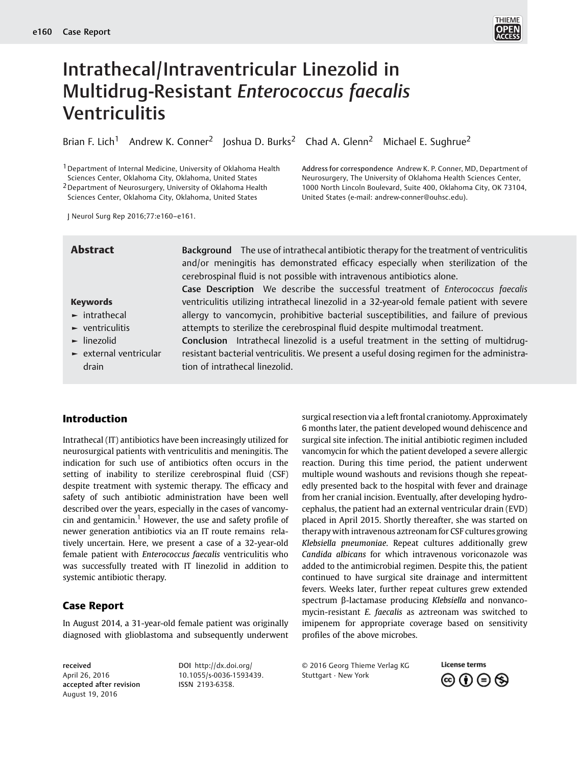# Intrathecal/Intraventricular Linezolid in Multidrug-Resistant *Enterococcus faecalis* Ventriculitis

Brian F. Lich[1] Andrew K. Conner[2] Joshua D. Burks[2] Chad A. Glenn[2] Michael E. Sughrue[2]

[1] Department of Internal Medicine, University of Oklahoma Health Sciences Center, Oklahoma City, Oklahoma, United States
[2] Department of Neurosurgery, University of Oklahoma Health Sciences Center, Oklahoma City, Oklahoma, United States

**Address for correspondence** Andrew K. P. Conner, MD, Department of Neurosurgery, The University of Oklahoma Health Sciences Center, 1000 North Lincoln Boulevard, Suite 400, Oklahoma City, OK 73104, United States (e-mail: andrew-conner@ouhsc.edu).

J Neurol Surg Rep 2016;77:e160–e161.

## Abstract

**Background** The use of intrathecal antibiotic therapy for the treatment of ventriculitis and/or meningitis has demonstrated efficacy especially when sterilization of the cerebrospinal fluid is not possible with intravenous antibiotics alone.

**Case Description** We describe the successful treatment of *Enterococcus faecalis* ventriculitis utilizing intrathecal linezolid in a 32-year-old female patient with severe allergy to vancomycin, prohibitive bacterial susceptibilities, and failure of previous attempts to sterilize the cerebrospinal fluid despite multimodal treatment.

**Conclusion** Intrathecal linezolid is a useful treatment in the setting of multidrug-resistant bacterial ventriculitis. We present a useful dosing regimen for the administration of intrathecal linezolid.

**Keywords**

- intrathecal
- ventriculitis
- linezolid
- external ventricular drain

## Introduction

Intrathecal (IT) antibiotics have been increasingly utilized for neurosurgical patients with ventriculitis and meningitis. The indication for such use of antibiotics often occurs in the setting of inability to sterilize cerebrospinal fluid (CSF) despite treatment with systemic therapy. The efficacy and safety of such antibiotic administration have been well described over the years, especially in the cases of vancomycin and gentamicin.[1] However, the use and safety profile of newer generation antibiotics via an IT route remains relatively uncertain. Here, we present a case of a 32-year-old female patient with *Enterococcus faecalis* ventriculitis who was successfully treated with IT linezolid in addition to systemic antibiotic therapy.

## Case Report

In August 2014, a 31-year-old female patient was originally diagnosed with glioblastoma and subsequently underwent surgical resection via a left frontal craniotomy. Approximately 6 months later, the patient developed wound dehiscence and surgical site infection. The initial antibiotic regimen included vancomycin for which the patient developed a severe allergic reaction. During this time period, the patient underwent multiple wound washouts and revisions though she repeatedly presented back to the hospital with fever and drainage from her cranial incision. Eventually, after developing hydrocephalus, the patient had an external ventricular drain (EVD) placed in April 2015. Shortly thereafter, she was started on therapy with intravenous aztreonam for CSF cultures growing *Klebsiella pneumoniae*. Repeat cultures additionally grew *Candida albicans* for which intravenous voriconazole was added to the antimicrobial regimen. Despite this, the patient continued to have surgical site drainage and intermittent fevers. Weeks later, further repeat cultures grew extended spectrum β-lactamase producing *Klebsiella* and nonvancomycin-resistant *E. faecalis* as aztreonam was switched to imipenem for appropriate coverage based on sensitivity profiles of the above microbes.

**received** April 26, 2016
**accepted after revision** August 19, 2016

DOI http://dx.doi.org/10.1055/s-0036-1593439.
ISSN 2193-6358.

© 2016 Georg Thieme Verlag KG Stuttgart · New York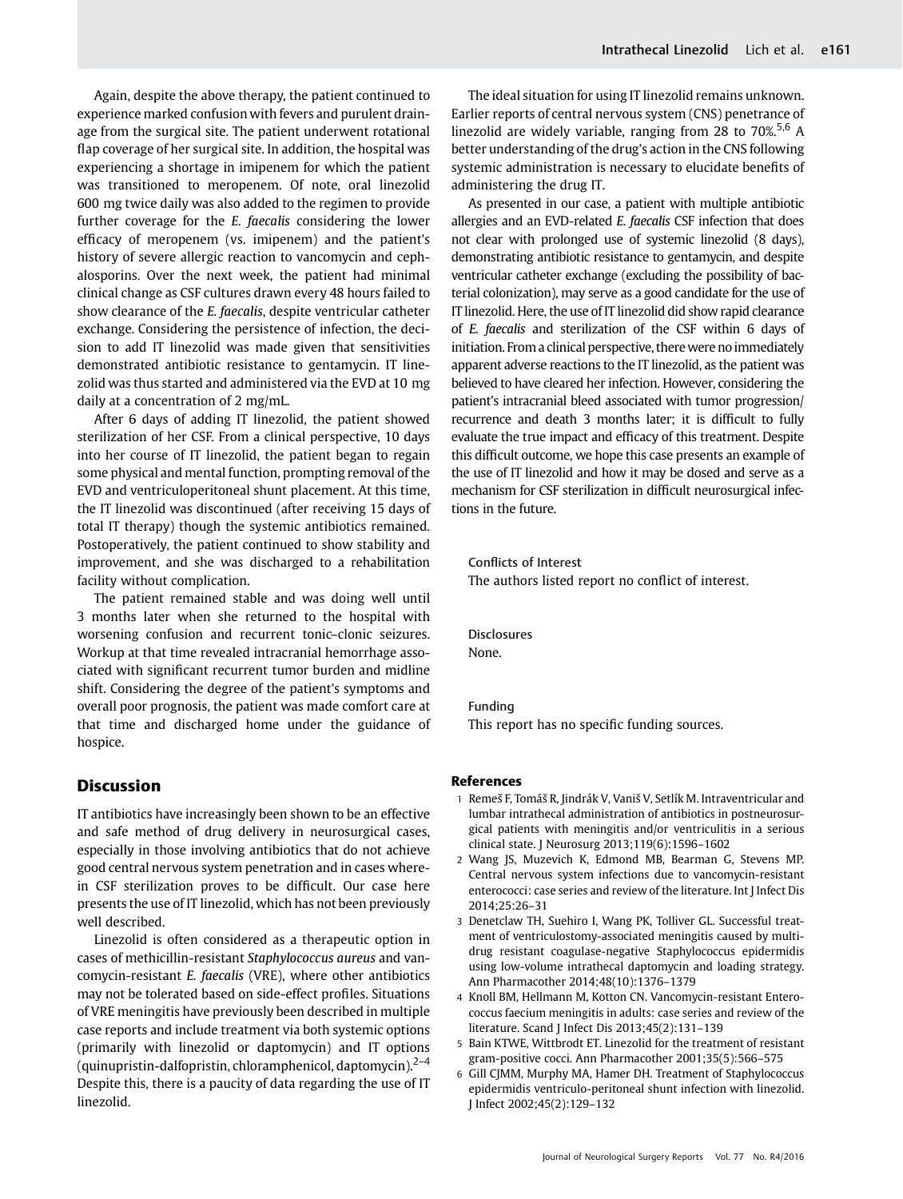Again, despite the above therapy, the patient continued to experience marked confusion with fevers and purulent drainage from the surgical site. The patient underwent rotational flap coverage of her surgical site. In addition, the hospital was experiencing a shortage in imipenem for which the patient was transitioned to meropenem. Of note, oral linezolid 600 mg twice daily was also added to the regimen to provide further coverage for the *E. faecalis* considering the lower efficacy of meropenem (vs. imipenem) and the patient's history of severe allergic reaction to vancomycin and cephalosporins. Over the next week, the patient had minimal clinical change as CSF cultures drawn every 48 hours failed to show clearance of the *E. faecalis*, despite ventricular catheter exchange. Considering the persistence of infection, the decision to add IT linezolid was made given that sensitivities demonstrated antibiotic resistance to gentamycin. IT linezolid was thus started and administered via the EVD at 10 mg daily at a concentration of 2 mg/mL.

After 6 days of adding IT linezolid, the patient showed sterilization of her CSF. From a clinical perspective, 10 days into her course of IT linezolid, the patient began to regain some physical and mental function, prompting removal of the EVD and ventriculoperitoneal shunt placement. At this time, the IT linezolid was discontinued (after receiving 15 days of total IT therapy) though the systemic antibiotics remained. Postoperatively, the patient continued to show stability and improvement, and she was discharged to a rehabilitation facility without complication.

The patient remained stable and was doing well until 3 months later when she returned to the hospital with worsening confusion and recurrent tonic–clonic seizures. Workup at that time revealed intracranial hemorrhage associated with significant recurrent tumor burden and midline shift. Considering the degree of the patient's symptoms and overall poor prognosis, the patient was made comfort care at that time and discharged home under the guidance of hospice.

## Discussion

IT antibiotics have increasingly been shown to be an effective and safe method of drug delivery in neurosurgical cases, especially in those involving antibiotics that do not achieve good central nervous system penetration and in cases wherein CSF sterilization proves to be difficult. Our case here presents the use of IT linezolid, which has not been previously well described.

Linezolid is often considered as a therapeutic option in cases of methicillin-resistant *Staphylococcus aureus* and vancomycin-resistant *E. faecalis* (VRE), where other antibiotics may not be tolerated based on side-effect profiles. Situations of VRE meningitis have previously been described in multiple case reports and include treatment via both systemic options (primarily with linezolid or daptomycin) and IT options (quinupristin-dalfopristin, chloramphenicol, daptomycin).[2–4] Despite this, there is a paucity of data regarding the use of IT linezolid.

The ideal situation for using IT linezolid remains unknown. Earlier reports of central nervous system (CNS) penetrance of linezolid are widely variable, ranging from 28 to 70%.[5,6] A better understanding of the drug's action in the CNS following systemic administration is necessary to elucidate benefits of administering the drug IT.

As presented in our case, a patient with multiple antibiotic allergies and an EVD-related *E. faecalis* CSF infection that does not clear with prolonged use of systemic linezolid (8 days), demonstrating antibiotic resistance to gentamycin, and despite ventricular catheter exchange (excluding the possibility of bacterial colonization), may serve as a good candidate for the use of IT linezolid. Here, the use of IT linezolid did show rapid clearance of *E. faecalis* and sterilization of the CSF within 6 days of initiation. From a clinical perspective, there were no immediately apparent adverse reactions to the IT linezolid, as the patient was believed to have cleared her infection. However, considering the patient's intracranial bleed associated with tumor progression/recurrence and death 3 months later; it is difficult to fully evaluate the true impact and efficacy of this treatment. Despite this difficult outcome, we hope this case presents an example of the use of IT linezolid and how it may be dosed and serve as a mechanism for CSF sterilization in difficult neurosurgical infections in the future.

**Conflicts of Interest**
The authors listed report no conflict of interest.

**Disclosures**
None.

**Funding**
This report has no specific funding sources.

## References

1. Remeš F, Tomáš R, Jindrák V, Vaniš V, Setlík M. Intraventricular and lumbar intrathecal administration of antibiotics in postneurosurgical patients with meningitis and/or ventriculitis in a serious clinical state. J Neurosurg 2013;119(6):1596–1602
2. Wang JS, Muzevich K, Edmond MB, Bearman G, Stevens MP. Central nervous system infections due to vancomycin-resistant enterococci: case series and review of the literature. Int J Infect Dis 2014;25:26–31
3. Denetclaw TH, Suehiro I, Wang PK, Tolliver GL. Successful treatment of ventriculostomy-associated meningitis caused by multidrug resistant coagulase-negative Staphylococcus epidermidis using low-volume intrathecal daptomycin and loading strategy. Ann Pharmacother 2014;48(10):1376–1379
4. Knoll BM, Hellmann M, Kotton CN. Vancomycin-resistant Enterococcus faecium meningitis in adults: case series and review of the literature. Scand J Infect Dis 2013;45(2):131–139
5. Bain KTWE, Wittbrodt ET. Linezolid for the treatment of resistant gram-positive cocci. Ann Pharmacother 2001;35(5):566–575
6. Gill CJMM, Murphy MA, Hamer DH. Treatment of Staphylococcus epidermidis ventriculo-peritoneal shunt infection with linezolid. J Infect 2002;45(2):129–132